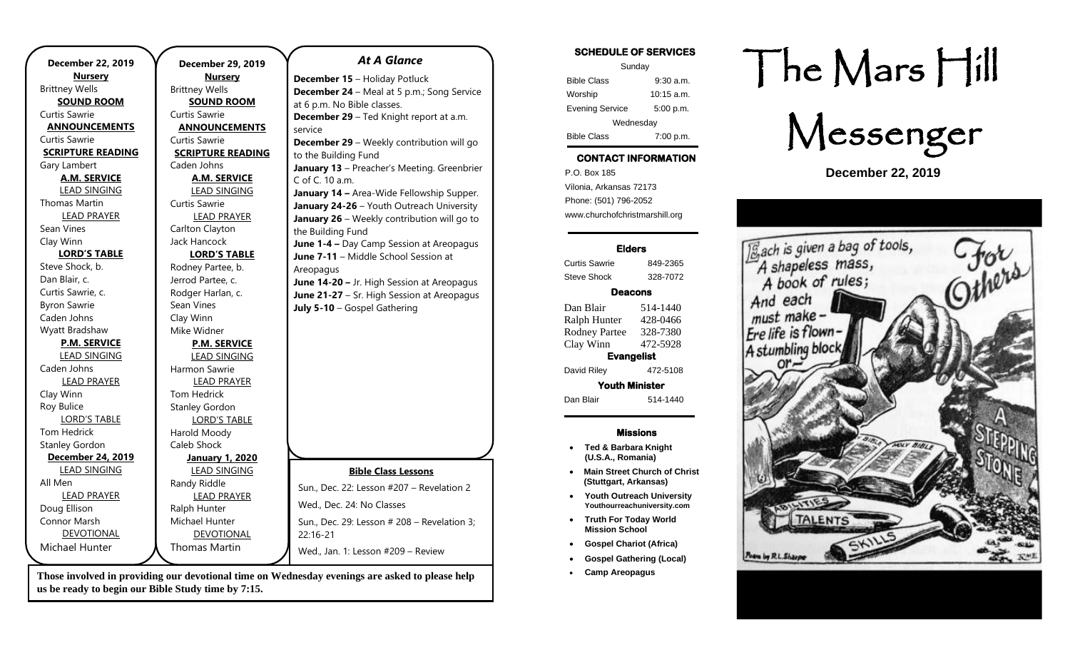**December 22, 2019**

**Nursery**
Brittney Wells

**SOUND ROOM**
Curtis Sawrie

**ANNOUNCEMENTS**
Curtis Sawrie

**SCRIPTURE READING**
Gary Lambert

**A.M. SERVICE**

LEAD SINGING
Thomas Martin

LEAD PRAYER
Sean Vines
Clay Winn

**LORD'S TABLE**
Steve Shock, b.
Dan Blair, c.
Curtis Sawrie, c.
Byron Sawrie
Caden Johns
Wyatt Bradshaw

**P.M. SERVICE**

LEAD SINGING
Caden Johns

LEAD PRAYER
Clay Winn
Roy Bulice

LORD'S TABLE
Tom Hedrick
Stanley Gordon

**December 24, 2019**

LEAD SINGING
All Men

LEAD PRAYER
Doug Ellison
Connor Marsh

DEVOTIONAL
Michael Hunter

**December 29, 2019**

**Nursery**
Brittney Wells

**SOUND ROOM**
Curtis Sawrie

**ANNOUNCEMENTS**
Curtis Sawrie

**SCRIPTURE READING**
Caden Johns

**A.M. SERVICE**

LEAD SINGING
Curtis Sawrie

LEAD PRAYER
Carlton Clayton
Jack Hancock

**LORD'S TABLE**
Rodney Partee, b.
Jerrod Partee, c.
Rodger Harlan, c.
Sean Vines
Clay Winn
Mike Widner

**P.M. SERVICE**

LEAD SINGING
Harmon Sawrie

LEAD PRAYER
Tom Hedrick
Stanley Gordon

LORD'S TABLE
Harold Moody
Caleb Shock

**January 1, 2020**

LEAD SINGING
Randy Riddle

LEAD PRAYER
Ralph Hunter
Michael Hunter

DEVOTIONAL
Thomas Martin

## *At A Glance*

**December 15** – Holiday Potluck
**December 24** – Meal at 5 p.m.; Song Service at 6 p.m. No Bible classes.
**December 29** – Ted Knight report at a.m. service
**December 29** – Weekly contribution will go to the Building Fund
**January 13** – Preacher's Meeting. Greenbrier C of C. 10 a.m.
**January 14 –** Area-Wide Fellowship Supper.
**January 24-26** – Youth Outreach University
**January 26** – Weekly contribution will go to the Building Fund
**June 1-4 –** Day Camp Session at Areopagus
**June 7-11** – Middle School Session at Areopagus
**June 14-20 –** Jr. High Session at Areopagus
**June 21-27** – Sr. High Session at Areopagus
**July 5-10** – Gospel Gathering

**Bible Class Lessons**

Sun., Dec. 22: Lesson #207 – Revelation 2

Wed., Dec. 24: No Classes

Sun., Dec. 29: Lesson # 208 – Revelation 3; 22:16-21

Wed., Jan. 1: Lesson #209 – Review

**Those involved in providing our devotional time on Wednesday evenings are asked to please help us be ready to begin our Bible Study time by 7:15.**

**SCHEDULE OF SERVICES**

| Sunday | |
|---|---|
| Bible Class | 9:30 a.m. |
| Worship | 10:15 a.m. |
| Evening Service | 5:00 p.m. |
| Wednesday | |
| Bible Class | 7:00 p.m. |

**CONTACT INFORMATION**

P.O. Box 185
Vilonia, Arkansas 72173
Phone: (501) 796-2052
www.churchofchristmarshill.org

**Elders**

| | |
|---|---|
| Curtis Sawrie | 849-2365 |
| Steve Shock | 328-7072 |

**Deacons**

| | |
|---|---|
| Dan Blair | 514-1440 |
| Ralph Hunter | 428-0466 |
| Rodney Partee | 328-7380 |
| Clay Winn | 472-5928 |

**Evangelist**

| | |
|---|---|
| David Riley | 472-5108 |

**Youth Minister**

| | |
|---|---|
| Dan Blair | 514-1440 |

**Missions**

- **Ted & Barbara Knight (U.S.A., Romania)**
- **Main Street Church of Christ (Stuttgart, Arkansas)**
- **Youth Outreach University Youthourreachuniversity.com**
- **Truth For Today World Mission School**
- **Gospel Chariot (Africa)**
- **Gospel Gathering (Local)**
- **Camp Areopagus**

# The Mars Hill Messenger

**December 22, 2019**

Each is given a bag of tools,
A shapeless mass,
A book of rules;
And each
must make –
Ere life is flown –
A stumbling block
or –
A STEPPING STONE

For Others

Poem by R.L. Sharpe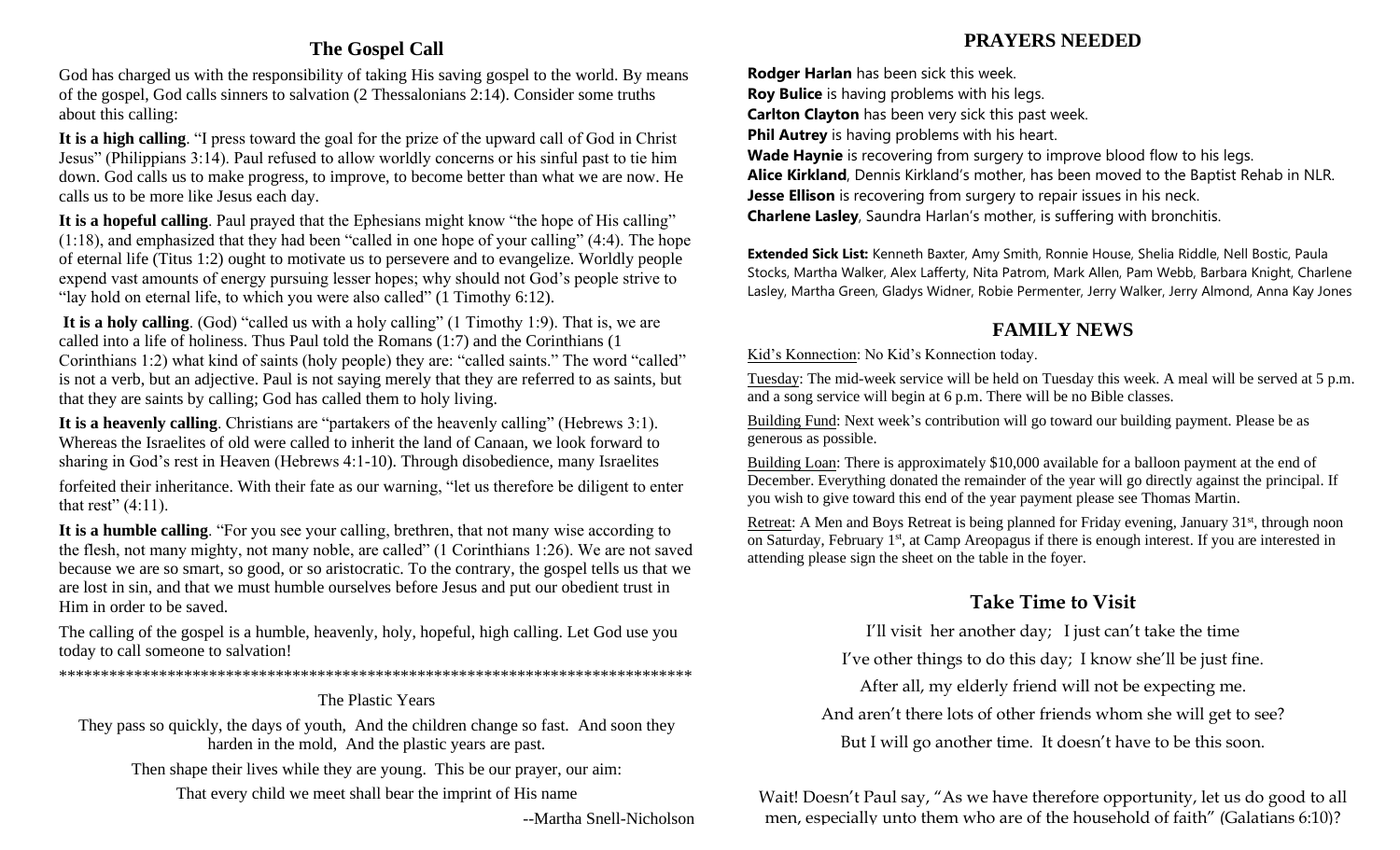## The Gospel Call

God has charged us with the responsibility of taking His saving gospel to the world. By means of the gospel, God calls sinners to salvation (2 Thessalonians 2:14). Consider some truths about this calling:

**It is a high calling**. "I press toward the goal for the prize of the upward call of God in Christ Jesus" (Philippians 3:14). Paul refused to allow worldly concerns or his sinful past to tie him down. God calls us to make progress, to improve, to become better than what we are now. He calls us to be more like Jesus each day.

**It is a hopeful calling**. Paul prayed that the Ephesians might know "the hope of His calling" (1:18), and emphasized that they had been "called in one hope of your calling" (4:4). The hope of eternal life (Titus 1:2) ought to motivate us to persevere and to evangelize. Worldly people expend vast amounts of energy pursuing lesser hopes; why should not God's people strive to "lay hold on eternal life, to which you were also called" (1 Timothy 6:12).

**It is a holy calling**. (God) "called us with a holy calling" (1 Timothy 1:9). That is, we are called into a life of holiness. Thus Paul told the Romans (1:7) and the Corinthians (1 Corinthians 1:2) what kind of saints (holy people) they are: "called saints." The word "called" is not a verb, but an adjective. Paul is not saying merely that they are referred to as saints, but that they are saints by calling; God has called them to holy living.

**It is a heavenly calling**. Christians are "partakers of the heavenly calling" (Hebrews 3:1). Whereas the Israelites of old were called to inherit the land of Canaan, we look forward to sharing in God's rest in Heaven (Hebrews 4:1-10). Through disobedience, many Israelites forfeited their inheritance. With their fate as our warning, "let us therefore be diligent to enter that rest" (4:11).

**It is a humble calling**. "For you see your calling, brethren, that not many wise according to the flesh, not many mighty, not many noble, are called" (1 Corinthians 1:26). We are not saved because we are so smart, so good, or so aristocratic. To the contrary, the gospel tells us that we are lost in sin, and that we must humble ourselves before Jesus and put our obedient trust in Him in order to be saved.

The calling of the gospel is a humble, heavenly, holy, hopeful, high calling. Let God use you today to call someone to salvation!

*******************************************************************************

The Plastic Years

They pass so quickly, the days of youth, And the children change so fast. And soon they harden in the mold, And the plastic years are past.

Then shape their lives while they are young. This be our prayer, our aim:

That every child we meet shall bear the imprint of His name

--Martha Snell-Nicholson

## PRAYERS NEEDED

**Rodger Harlan** has been sick this week.
**Roy Bulice** is having problems with his legs.
**Carlton Clayton** has been very sick this past week.
**Phil Autrey** is having problems with his heart.
**Wade Haynie** is recovering from surgery to improve blood flow to his legs.
**Alice Kirkland**, Dennis Kirkland's mother, has been moved to the Baptist Rehab in NLR.
**Jesse Ellison** is recovering from surgery to repair issues in his neck.
**Charlene Lasley**, Saundra Harlan's mother, is suffering with bronchitis.

**Extended Sick List:** Kenneth Baxter, Amy Smith, Ronnie House, Shelia Riddle, Nell Bostic, Paula Stocks, Martha Walker, Alex Lafferty, Nita Patrom, Mark Allen, Pam Webb, Barbara Knight, Charlene Lasley, Martha Green, Gladys Widner, Robie Permenter, Jerry Walker, Jerry Almond, Anna Kay Jones

## FAMILY NEWS

Kid's Konnection: No Kid's Konnection today.

Tuesday: The mid-week service will be held on Tuesday this week. A meal will be served at 5 p.m. and a song service will begin at 6 p.m. There will be no Bible classes.

Building Fund: Next week's contribution will go toward our building payment. Please be as generous as possible.

Building Loan: There is approximately $10,000 available for a balloon payment at the end of December. Everything donated the remainder of the year will go directly against the principal. If you wish to give toward this end of the year payment please see Thomas Martin.

Retreat: A Men and Boys Retreat is being planned for Friday evening, January 31st, through noon on Saturday, February 1st, at Camp Areopagus if there is enough interest. If you are interested in attending please sign the sheet on the table in the foyer.

## Take Time to Visit

I'll visit her another day; I just can't take the time

I've other things to do this day; I know she'll be just fine.

After all, my elderly friend will not be expecting me.

And aren't there lots of other friends whom she will get to see?

But I will go another time. It doesn't have to be this soon.

Wait! Doesn't Paul say, "As we have therefore opportunity, let us do good to all men, especially unto them who are of the household of faith" (Galatians 6:10)?